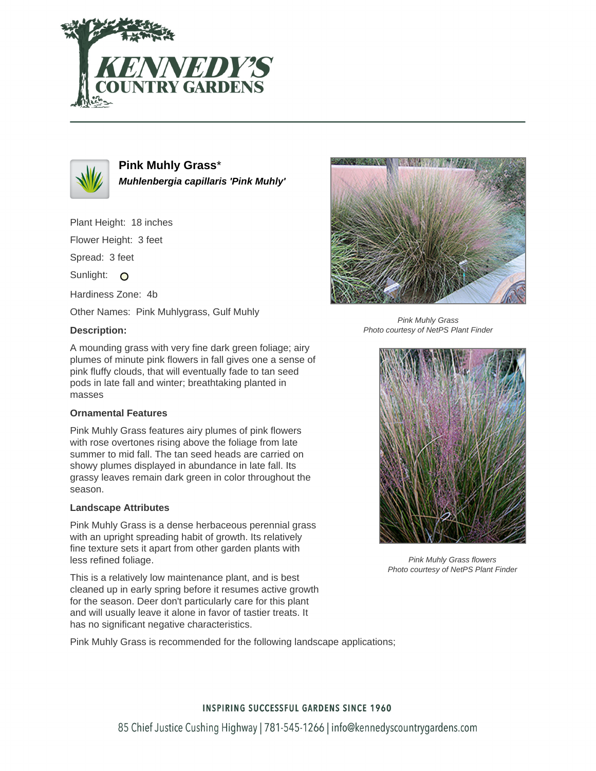## Pink Muhly Grass*

***Muhlenbergia capillaris 'Pink Muhly'***

Plant Height: 18 inches

Flower Height: 3 feet

Spread: 3 feet

Sunlight:

Hardiness Zone: 4b

Other Names: Pink Muhlygrass, Gulf Muhly

### Description:

A mounding grass with very fine dark green foliage; airy plumes of minute pink flowers in fall gives one a sense of pink fluffy clouds, that will eventually fade to tan seed pods in late fall and winter; breathtaking planted in masses

#### Ornamental Features

Pink Muhly Grass features airy plumes of pink flowers with rose overtones rising above the foliage from late summer to mid fall. The tan seed heads are carried on showy plumes displayed in abundance in late fall. Its grassy leaves remain dark green in color throughout the season.

#### Landscape Attributes

Pink Muhly Grass is a dense herbaceous perennial grass with an upright spreading habit of growth. Its relatively fine texture sets it apart from other garden plants with less refined foliage.

This is a relatively low maintenance plant, and is best cleaned up in early spring before it resumes active growth for the season. Deer don't particularly care for this plant and will usually leave it alone in favor of tastier treats. It has no significant negative characteristics.

Pink Muhly Grass is recommended for the following landscape applications;

*Pink Muhly Grass*
*Photo courtesy of NetPS Plant Finder*

*Pink Muhly Grass flowers*
*Photo courtesy of NetPS Plant Finder*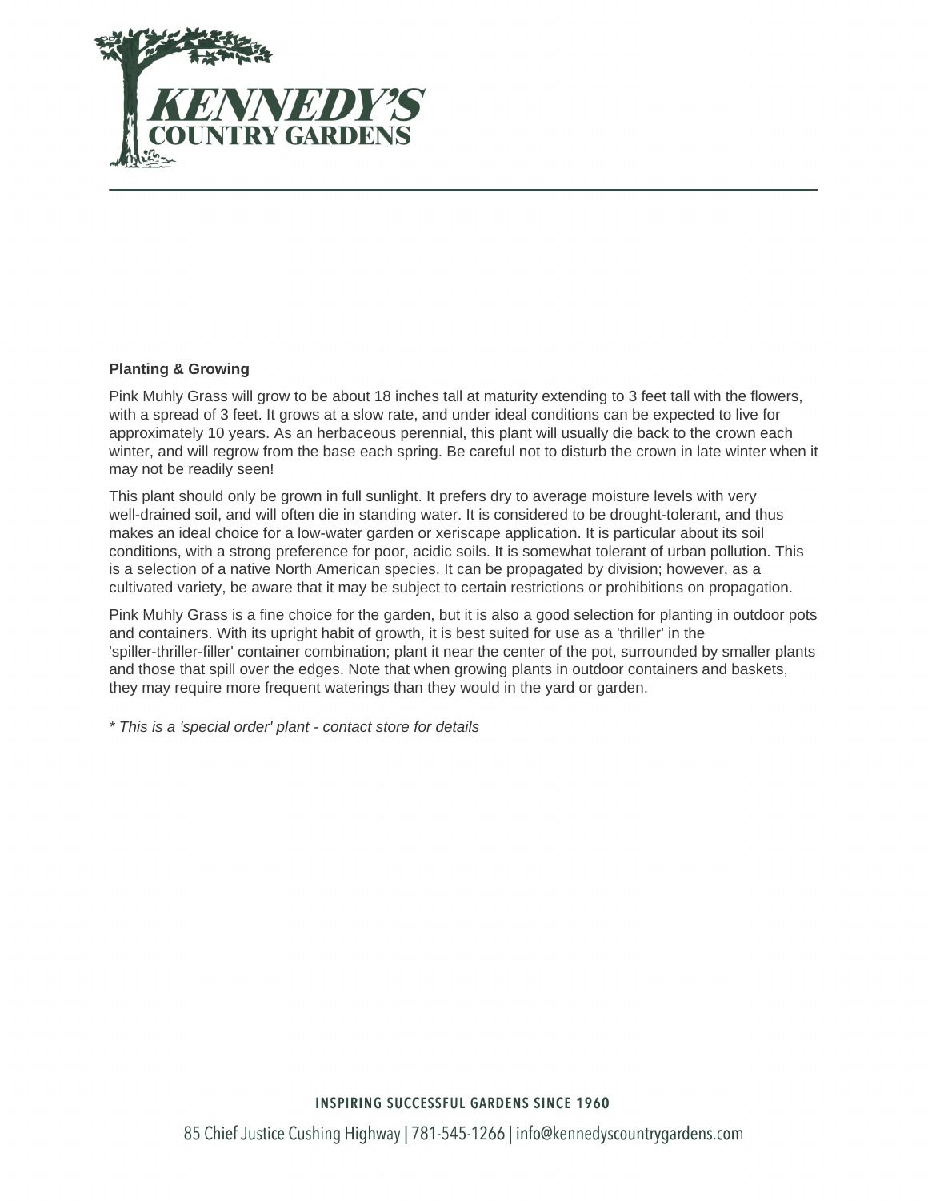### Planting & Growing

Pink Muhly Grass will grow to be about 18 inches tall at maturity extending to 3 feet tall with the flowers, with a spread of 3 feet. It grows at a slow rate, and under ideal conditions can be expected to live for approximately 10 years. As an herbaceous perennial, this plant will usually die back to the crown each winter, and will regrow from the base each spring. Be careful not to disturb the crown in late winter when it may not be readily seen!

This plant should only be grown in full sunlight. It prefers dry to average moisture levels with very well-drained soil, and will often die in standing water. It is considered to be drought-tolerant, and thus makes an ideal choice for a low-water garden or xeriscape application. It is particular about its soil conditions, with a strong preference for poor, acidic soils. It is somewhat tolerant of urban pollution. This is a selection of a native North American species. It can be propagated by division; however, as a cultivated variety, be aware that it may be subject to certain restrictions or prohibitions on propagation.

Pink Muhly Grass is a fine choice for the garden, but it is also a good selection for planting in outdoor pots and containers. With its upright habit of growth, it is best suited for use as a 'thriller' in the 'spiller-thriller-filler' container combination; plant it near the center of the pot, surrounded by smaller plants and those that spill over the edges. Note that when growing plants in outdoor containers and baskets, they may require more frequent waterings than they would in the yard or garden.

*&#42; This is a 'special order' plant - contact store for details*